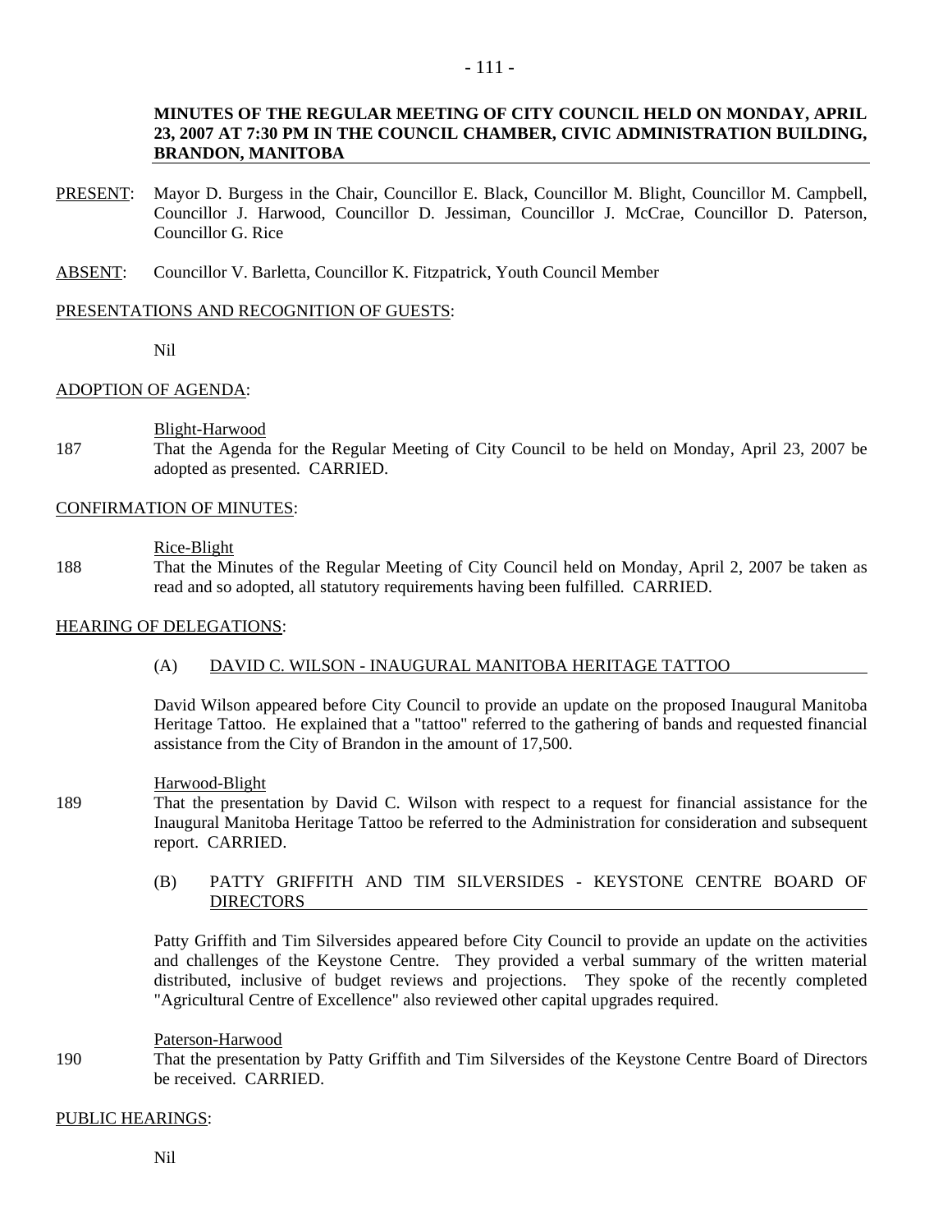**MINUTES OF THE REGULAR MEETING OF CITY COUNCIL HELD ON MONDAY, APRIL 23, 2007 AT 7:30 PM IN THE COUNCIL CHAMBER, CIVIC ADMINISTRATION BUILDING, BRANDON, MANITOBA**

PRESENT: Mayor D. Burgess in the Chair, Councillor E. Black, Councillor M. Blight, Councillor M. Campbell, Councillor J. Harwood, Councillor D. Jessiman, Councillor J. McCrae, Councillor D. Paterson, Councillor G. Rice

ABSENT: Councillor V. Barletta, Councillor K. Fitzpatrick, Youth Council Member

PRESENTATIONS AND RECOGNITION OF GUESTS:

Nil

ADOPTION OF AGENDA:

Blight-Harwood

187 That the Agenda for the Regular Meeting of City Council to be held on Monday, April 23, 2007 be adopted as presented. CARRIED.

CONFIRMATION OF MINUTES:

Rice-Blight

188 That the Minutes of the Regular Meeting of City Council held on Monday, April 2, 2007 be taken as read and so adopted, all statutory requirements having been fulfilled. CARRIED.

HEARING OF DELEGATIONS:

(A) DAVID C. WILSON - INAUGURAL MANITOBA HERITAGE TATTOO

David Wilson appeared before City Council to provide an update on the proposed Inaugural Manitoba Heritage Tattoo. He explained that a "tattoo" referred to the gathering of bands and requested financial assistance from the City of Brandon in the amount of 17,500.

Harwood-Blight

189 That the presentation by David C. Wilson with respect to a request for financial assistance for the Inaugural Manitoba Heritage Tattoo be referred to the Administration for consideration and subsequent report. CARRIED.

(B) PATTY GRIFFITH AND TIM SILVERSIDES - KEYSTONE CENTRE BOARD OF DIRECTORS

Patty Griffith and Tim Silversides appeared before City Council to provide an update on the activities and challenges of the Keystone Centre. They provided a verbal summary of the written material distributed, inclusive of budget reviews and projections. They spoke of the recently completed "Agricultural Centre of Excellence" also reviewed other capital upgrades required.

Paterson-Harwood

190 That the presentation by Patty Griffith and Tim Silversides of the Keystone Centre Board of Directors be received. CARRIED.

PUBLIC HEARINGS:

Nil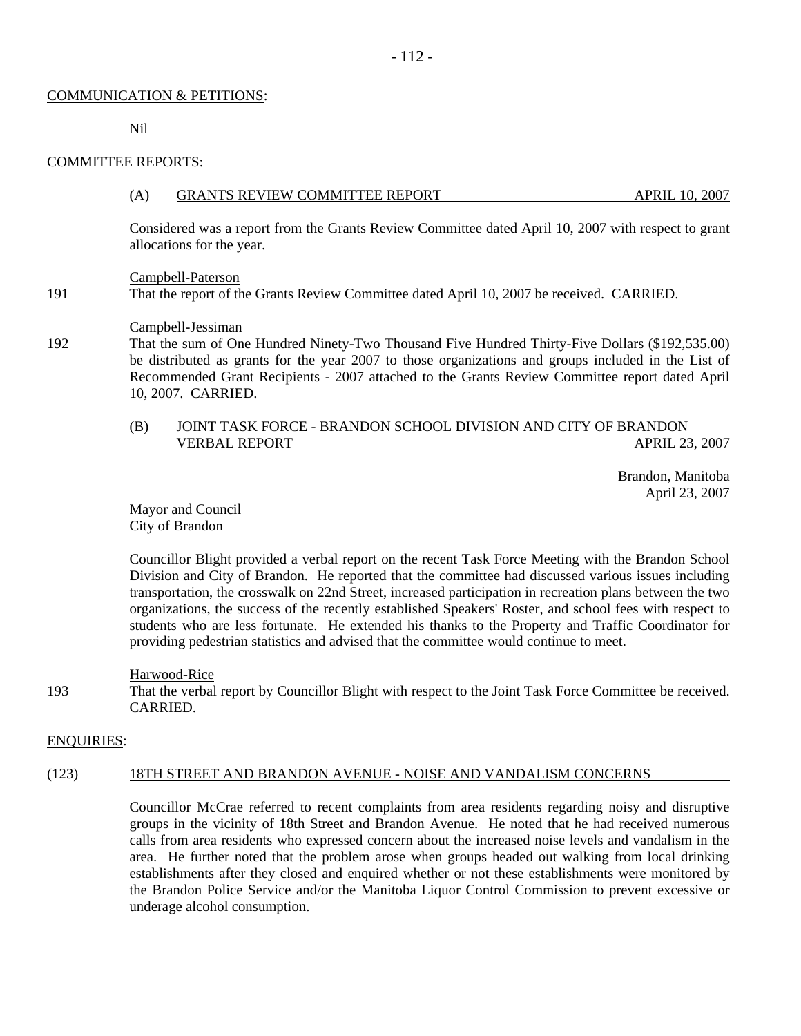COMMUNICATION & PETITIONS:

Nil

COMMITTEE REPORTS:

(A) GRANTS REVIEW COMMITTEE REPORT APRIL 10, 2007

Considered was a report from the Grants Review Committee dated April 10, 2007 with respect to grant allocations for the year.

Campbell-Paterson

191 That the report of the Grants Review Committee dated April 10, 2007 be received. CARRIED.

Campbell-Jessiman

192 That the sum of One Hundred Ninety-Two Thousand Five Hundred Thirty-Five Dollars ($192,535.00) be distributed as grants for the year 2007 to those organizations and groups included in the List of Recommended Grant Recipients - 2007 attached to the Grants Review Committee report dated April 10, 2007. CARRIED.

(B) JOINT TASK FORCE - BRANDON SCHOOL DIVISION AND CITY OF BRANDON VERBAL REPORT APRIL 23, 2007

Brandon, Manitoba
April 23, 2007

Mayor and Council
City of Brandon

Councillor Blight provided a verbal report on the recent Task Force Meeting with the Brandon School Division and City of Brandon. He reported that the committee had discussed various issues including transportation, the crosswalk on 22nd Street, increased participation in recreation plans between the two organizations, the success of the recently established Speakers' Roster, and school fees with respect to students who are less fortunate. He extended his thanks to the Property and Traffic Coordinator for providing pedestrian statistics and advised that the committee would continue to meet.

Harwood-Rice

193 That the verbal report by Councillor Blight with respect to the Joint Task Force Committee be received. CARRIED.

ENQUIRIES:

(123) 18TH STREET AND BRANDON AVENUE - NOISE AND VANDALISM CONCERNS

Councillor McCrae referred to recent complaints from area residents regarding noisy and disruptive groups in the vicinity of 18th Street and Brandon Avenue. He noted that he had received numerous calls from area residents who expressed concern about the increased noise levels and vandalism in the area. He further noted that the problem arose when groups headed out walking from local drinking establishments after they closed and enquired whether or not these establishments were monitored by the Brandon Police Service and/or the Manitoba Liquor Control Commission to prevent excessive or underage alcohol consumption.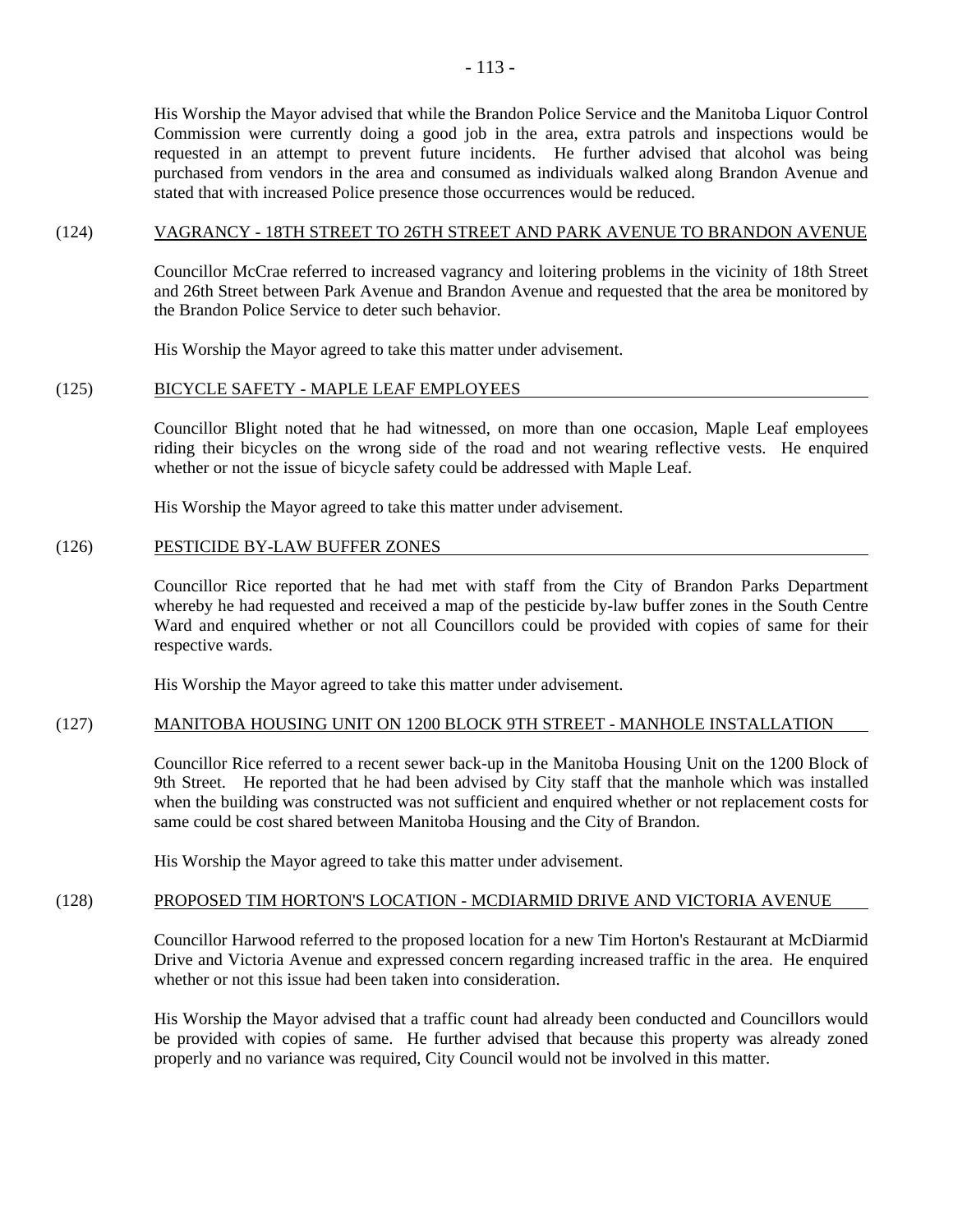His Worship the Mayor advised that while the Brandon Police Service and the Manitoba Liquor Control Commission were currently doing a good job in the area, extra patrols and inspections would be requested in an attempt to prevent future incidents. He further advised that alcohol was being purchased from vendors in the area and consumed as individuals walked along Brandon Avenue and stated that with increased Police presence those occurrences would be reduced.

(124) VAGRANCY - 18TH STREET TO 26TH STREET AND PARK AVENUE TO BRANDON AVENUE

Councillor McCrae referred to increased vagrancy and loitering problems in the vicinity of 18th Street and 26th Street between Park Avenue and Brandon Avenue and requested that the area be monitored by the Brandon Police Service to deter such behavior.

His Worship the Mayor agreed to take this matter under advisement.

(125) BICYCLE SAFETY - MAPLE LEAF EMPLOYEES

Councillor Blight noted that he had witnessed, on more than one occasion, Maple Leaf employees riding their bicycles on the wrong side of the road and not wearing reflective vests. He enquired whether or not the issue of bicycle safety could be addressed with Maple Leaf.

His Worship the Mayor agreed to take this matter under advisement.

(126) PESTICIDE BY-LAW BUFFER ZONES

Councillor Rice reported that he had met with staff from the City of Brandon Parks Department whereby he had requested and received a map of the pesticide by-law buffer zones in the South Centre Ward and enquired whether or not all Councillors could be provided with copies of same for their respective wards.

His Worship the Mayor agreed to take this matter under advisement.

(127) MANITOBA HOUSING UNIT ON 1200 BLOCK 9TH STREET - MANHOLE INSTALLATION

Councillor Rice referred to a recent sewer back-up in the Manitoba Housing Unit on the 1200 Block of 9th Street. He reported that he had been advised by City staff that the manhole which was installed when the building was constructed was not sufficient and enquired whether or not replacement costs for same could be cost shared between Manitoba Housing and the City of Brandon.

His Worship the Mayor agreed to take this matter under advisement.

(128) PROPOSED TIM HORTON'S LOCATION - MCDIARMID DRIVE AND VICTORIA AVENUE

Councillor Harwood referred to the proposed location for a new Tim Horton's Restaurant at McDiarmid Drive and Victoria Avenue and expressed concern regarding increased traffic in the area. He enquired whether or not this issue had been taken into consideration.

His Worship the Mayor advised that a traffic count had already been conducted and Councillors would be provided with copies of same. He further advised that because this property was already zoned properly and no variance was required, City Council would not be involved in this matter.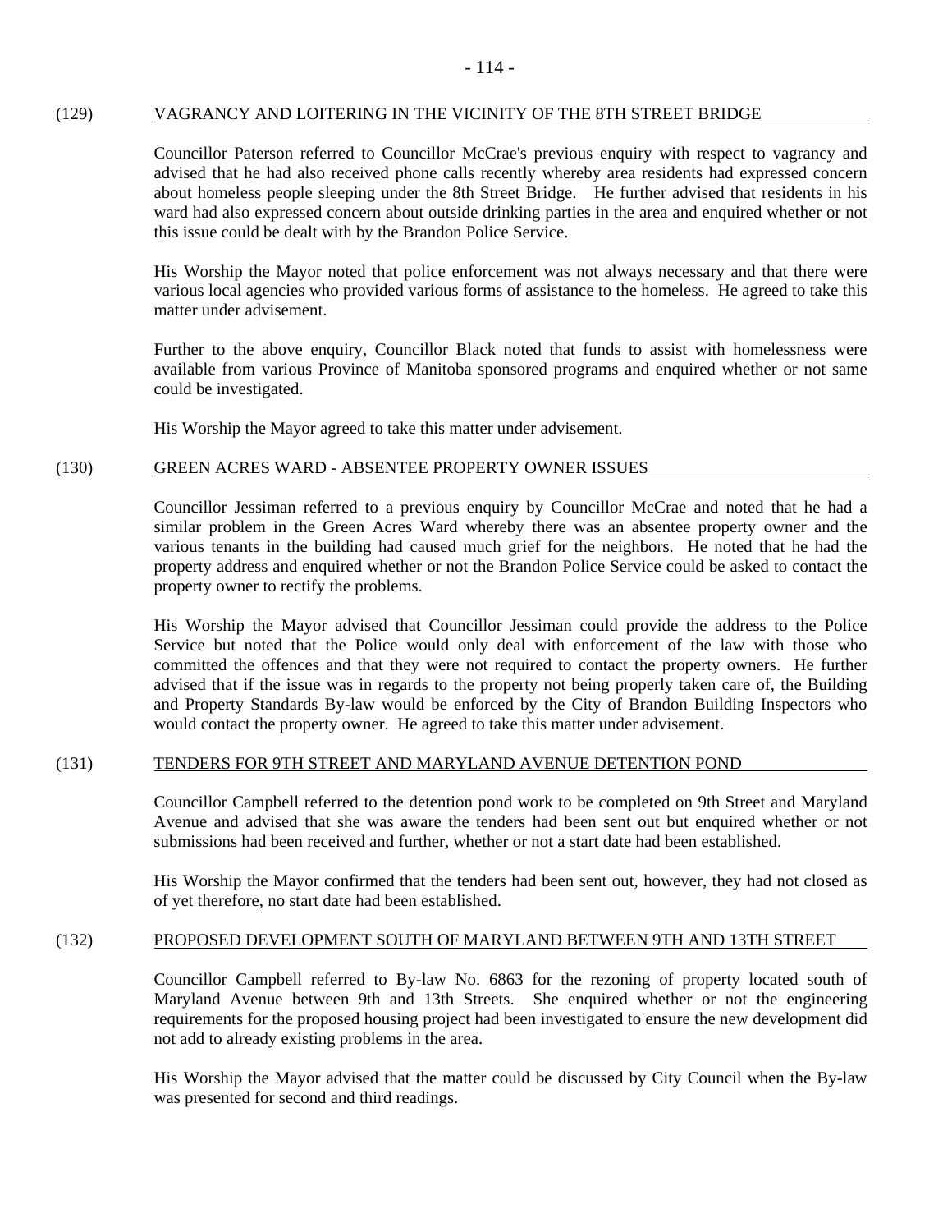## (129) VAGRANCY AND LOITERING IN THE VICINITY OF THE 8TH STREET BRIDGE

Councillor Paterson referred to Councillor McCrae's previous enquiry with respect to vagrancy and advised that he had also received phone calls recently whereby area residents had expressed concern about homeless people sleeping under the 8th Street Bridge. He further advised that residents in his ward had also expressed concern about outside drinking parties in the area and enquired whether or not this issue could be dealt with by the Brandon Police Service.

His Worship the Mayor noted that police enforcement was not always necessary and that there were various local agencies who provided various forms of assistance to the homeless. He agreed to take this matter under advisement.

Further to the above enquiry, Councillor Black noted that funds to assist with homelessness were available from various Province of Manitoba sponsored programs and enquired whether or not same could be investigated.

His Worship the Mayor agreed to take this matter under advisement.

## (130) GREEN ACRES WARD - ABSENTEE PROPERTY OWNER ISSUES

Councillor Jessiman referred to a previous enquiry by Councillor McCrae and noted that he had a similar problem in the Green Acres Ward whereby there was an absentee property owner and the various tenants in the building had caused much grief for the neighbors. He noted that he had the property address and enquired whether or not the Brandon Police Service could be asked to contact the property owner to rectify the problems.

His Worship the Mayor advised that Councillor Jessiman could provide the address to the Police Service but noted that the Police would only deal with enforcement of the law with those who committed the offences and that they were not required to contact the property owners. He further advised that if the issue was in regards to the property not being properly taken care of, the Building and Property Standards By-law would be enforced by the City of Brandon Building Inspectors who would contact the property owner. He agreed to take this matter under advisement.

## (131) TENDERS FOR 9TH STREET AND MARYLAND AVENUE DETENTION POND

Councillor Campbell referred to the detention pond work to be completed on 9th Street and Maryland Avenue and advised that she was aware the tenders had been sent out but enquired whether or not submissions had been received and further, whether or not a start date had been established.

His Worship the Mayor confirmed that the tenders had been sent out, however, they had not closed as of yet therefore, no start date had been established.

## (132) PROPOSED DEVELOPMENT SOUTH OF MARYLAND BETWEEN 9TH AND 13TH STREET

Councillor Campbell referred to By-law No. 6863 for the rezoning of property located south of Maryland Avenue between 9th and 13th Streets. She enquired whether or not the engineering requirements for the proposed housing project had been investigated to ensure the new development did not add to already existing problems in the area.

His Worship the Mayor advised that the matter could be discussed by City Council when the By-law was presented for second and third readings.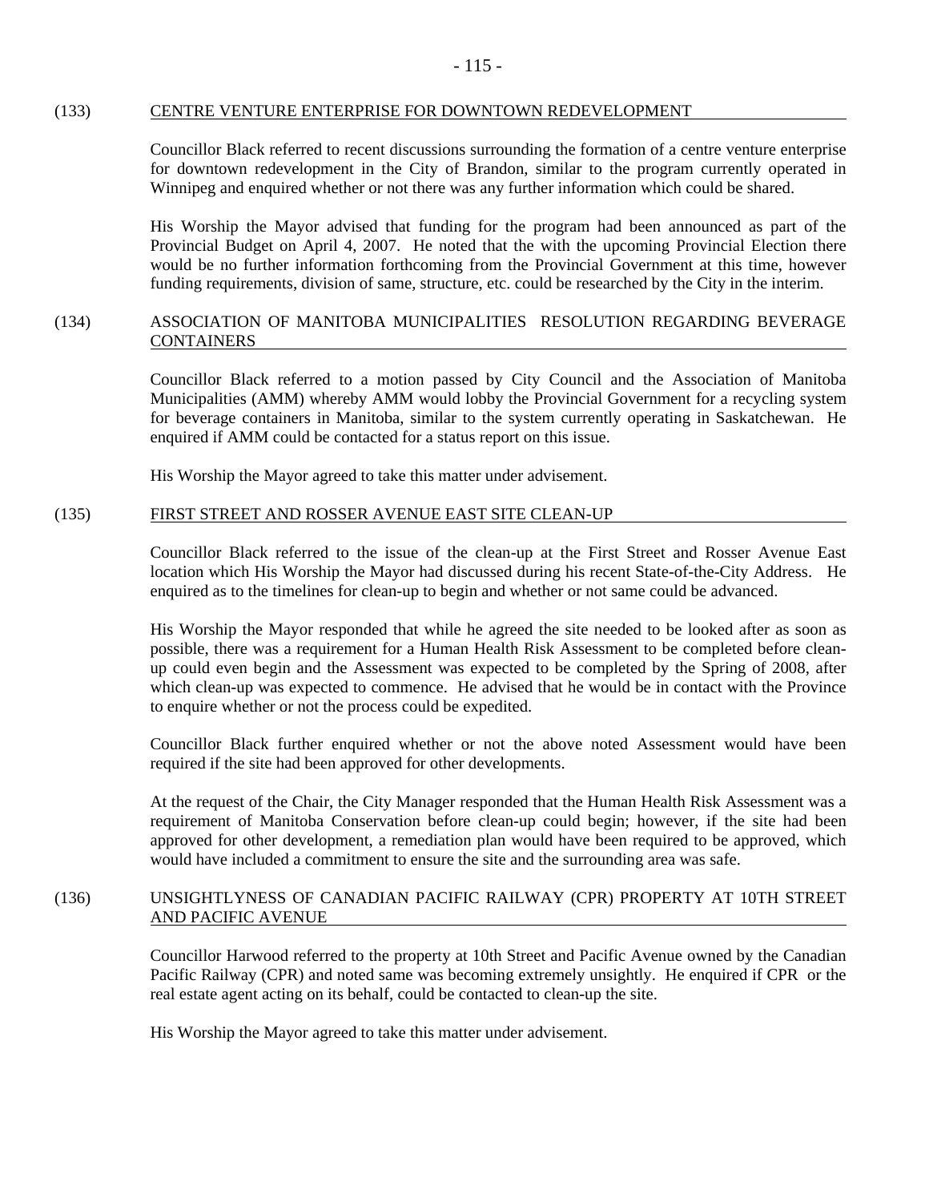## (133) CENTRE VENTURE ENTERPRISE FOR DOWNTOWN REDEVELOPMENT

Councillor Black referred to recent discussions surrounding the formation of a centre venture enterprise for downtown redevelopment in the City of Brandon, similar to the program currently operated in Winnipeg and enquired whether or not there was any further information which could be shared.

His Worship the Mayor advised that funding for the program had been announced as part of the Provincial Budget on April 4, 2007. He noted that the with the upcoming Provincial Election there would be no further information forthcoming from the Provincial Government at this time, however funding requirements, division of same, structure, etc. could be researched by the City in the interim.

## (134) ASSOCIATION OF MANITOBA MUNICIPALITIES RESOLUTION REGARDING BEVERAGE CONTAINERS

Councillor Black referred to a motion passed by City Council and the Association of Manitoba Municipalities (AMM) whereby AMM would lobby the Provincial Government for a recycling system for beverage containers in Manitoba, similar to the system currently operating in Saskatchewan. He enquired if AMM could be contacted for a status report on this issue.

His Worship the Mayor agreed to take this matter under advisement.

## (135) FIRST STREET AND ROSSER AVENUE EAST SITE CLEAN-UP

Councillor Black referred to the issue of the clean-up at the First Street and Rosser Avenue East location which His Worship the Mayor had discussed during his recent State-of-the-City Address. He enquired as to the timelines for clean-up to begin and whether or not same could be advanced.

His Worship the Mayor responded that while he agreed the site needed to be looked after as soon as possible, there was a requirement for a Human Health Risk Assessment to be completed before clean-up could even begin and the Assessment was expected to be completed by the Spring of 2008, after which clean-up was expected to commence. He advised that he would be in contact with the Province to enquire whether or not the process could be expedited.

Councillor Black further enquired whether or not the above noted Assessment would have been required if the site had been approved for other developments.

At the request of the Chair, the City Manager responded that the Human Health Risk Assessment was a requirement of Manitoba Conservation before clean-up could begin; however, if the site had been approved for other development, a remediation plan would have been required to be approved, which would have included a commitment to ensure the site and the surrounding area was safe.

## (136) UNSIGHTLYNESS OF CANADIAN PACIFIC RAILWAY (CPR) PROPERTY AT 10TH STREET AND PACIFIC AVENUE

Councillor Harwood referred to the property at 10th Street and Pacific Avenue owned by the Canadian Pacific Railway (CPR) and noted same was becoming extremely unsightly. He enquired if CPR or the real estate agent acting on its behalf, could be contacted to clean-up the site.

His Worship the Mayor agreed to take this matter under advisement.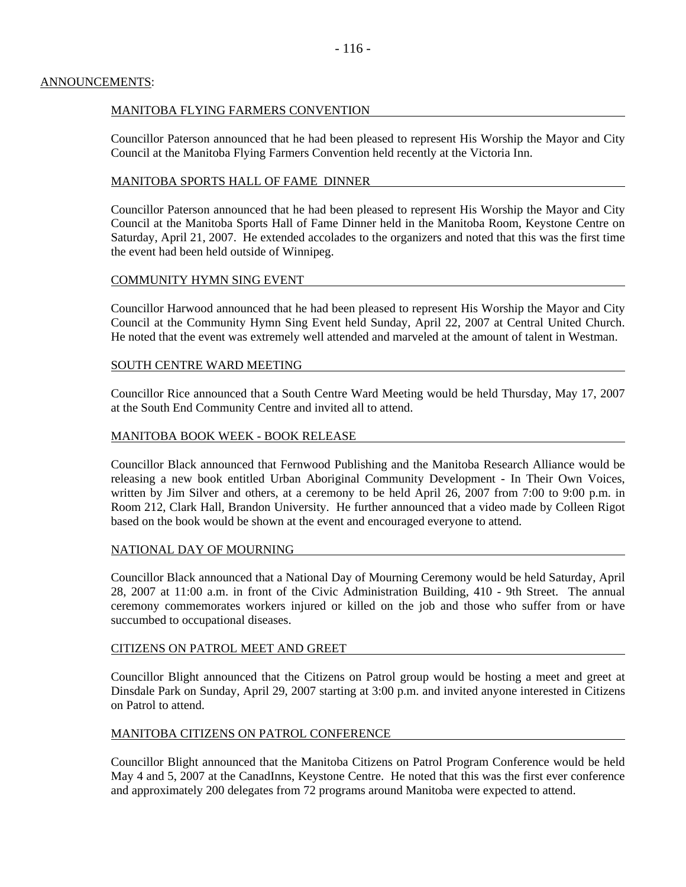## ANNOUNCEMENTS:

### MANITOBA FLYING FARMERS CONVENTION

Councillor Paterson announced that he had been pleased to represent His Worship the Mayor and City Council at the Manitoba Flying Farmers Convention held recently at the Victoria Inn.

### MANITOBA SPORTS HALL OF FAME DINNER

Councillor Paterson announced that he had been pleased to represent His Worship the Mayor and City Council at the Manitoba Sports Hall of Fame Dinner held in the Manitoba Room, Keystone Centre on Saturday, April 21, 2007. He extended accolades to the organizers and noted that this was the first time the event had been held outside of Winnipeg.

### COMMUNITY HYMN SING EVENT

Councillor Harwood announced that he had been pleased to represent His Worship the Mayor and City Council at the Community Hymn Sing Event held Sunday, April 22, 2007 at Central United Church. He noted that the event was extremely well attended and marveled at the amount of talent in Westman.

### SOUTH CENTRE WARD MEETING

Councillor Rice announced that a South Centre Ward Meeting would be held Thursday, May 17, 2007 at the South End Community Centre and invited all to attend.

### MANITOBA BOOK WEEK - BOOK RELEASE

Councillor Black announced that Fernwood Publishing and the Manitoba Research Alliance would be releasing a new book entitled Urban Aboriginal Community Development - In Their Own Voices, written by Jim Silver and others, at a ceremony to be held April 26, 2007 from 7:00 to 9:00 p.m. in Room 212, Clark Hall, Brandon University. He further announced that a video made by Colleen Rigot based on the book would be shown at the event and encouraged everyone to attend.

### NATIONAL DAY OF MOURNING

Councillor Black announced that a National Day of Mourning Ceremony would be held Saturday, April 28, 2007 at 11:00 a.m. in front of the Civic Administration Building, 410 - 9th Street. The annual ceremony commemorates workers injured or killed on the job and those who suffer from or have succumbed to occupational diseases.

### CITIZENS ON PATROL MEET AND GREET

Councillor Blight announced that the Citizens on Patrol group would be hosting a meet and greet at Dinsdale Park on Sunday, April 29, 2007 starting at 3:00 p.m. and invited anyone interested in Citizens on Patrol to attend.

### MANITOBA CITIZENS ON PATROL CONFERENCE

Councillor Blight announced that the Manitoba Citizens on Patrol Program Conference would be held May 4 and 5, 2007 at the CanadInns, Keystone Centre. He noted that this was the first ever conference and approximately 200 delegates from 72 programs around Manitoba were expected to attend.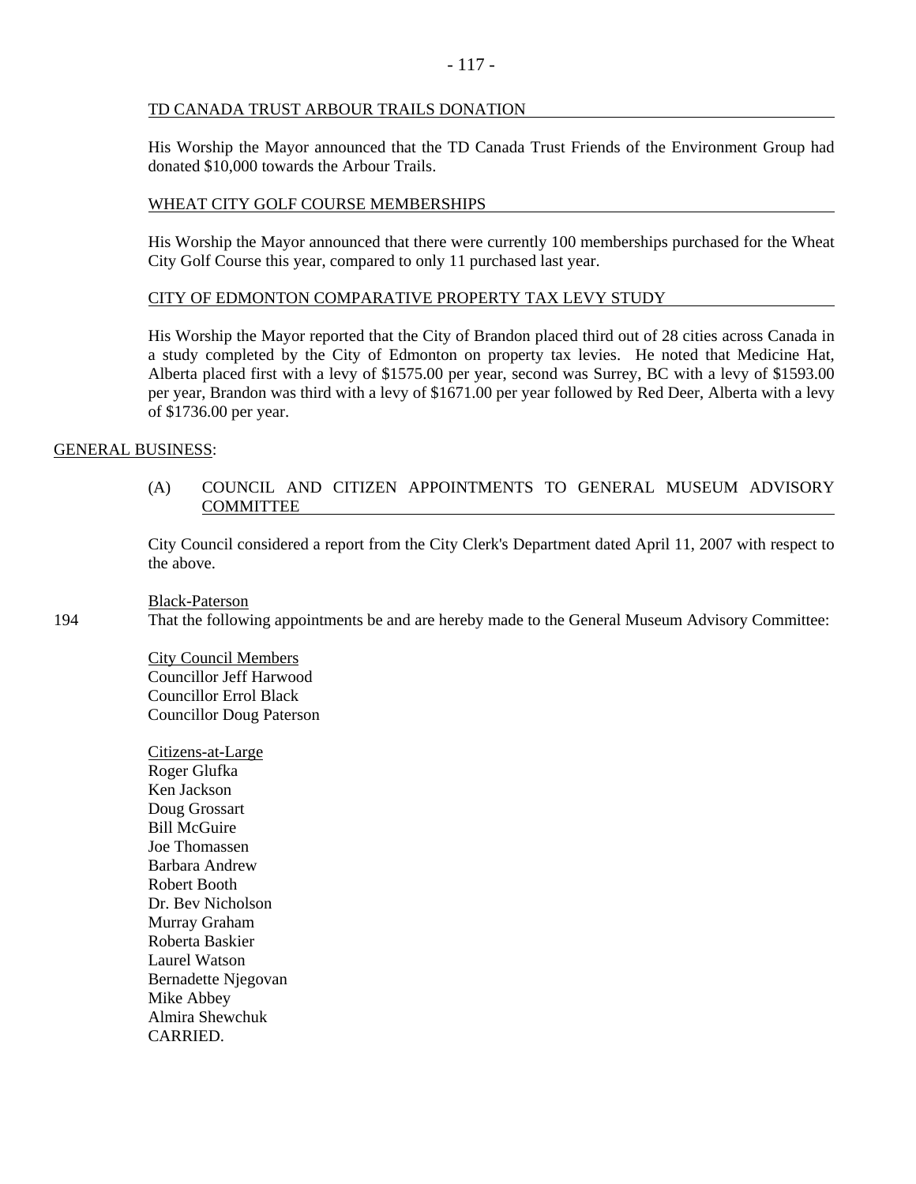TD CANADA TRUST ARBOUR TRAILS DONATION

His Worship the Mayor announced that the TD Canada Trust Friends of the Environment Group had donated $10,000 towards the Arbour Trails.

WHEAT CITY GOLF COURSE MEMBERSHIPS

His Worship the Mayor announced that there were currently 100 memberships purchased for the Wheat City Golf Course this year, compared to only 11 purchased last year.

CITY OF EDMONTON COMPARATIVE PROPERTY TAX LEVY STUDY

His Worship the Mayor reported that the City of Brandon placed third out of 28 cities across Canada in a study completed by the City of Edmonton on property tax levies. He noted that Medicine Hat, Alberta placed first with a levy of $1575.00 per year, second was Surrey, BC with a levy of $1593.00 per year, Brandon was third with a levy of $1671.00 per year followed by Red Deer, Alberta with a levy of $1736.00 per year.

GENERAL BUSINESS:

(A) COUNCIL AND CITIZEN APPOINTMENTS TO GENERAL MUSEUM ADVISORY COMMITTEE

City Council considered a report from the City Clerk's Department dated April 11, 2007 with respect to the above.

Black-Paterson

194 That the following appointments be and are hereby made to the General Museum Advisory Committee:

City Council Members
Councillor Jeff Harwood
Councillor Errol Black
Councillor Doug Paterson

Citizens-at-Large
Roger Glufka
Ken Jackson
Doug Grossart
Bill McGuire
Joe Thomassen
Barbara Andrew
Robert Booth
Dr. Bev Nicholson
Murray Graham
Roberta Baskier
Laurel Watson
Bernadette Njegovan
Mike Abbey
Almira Shewchuk
CARRIED.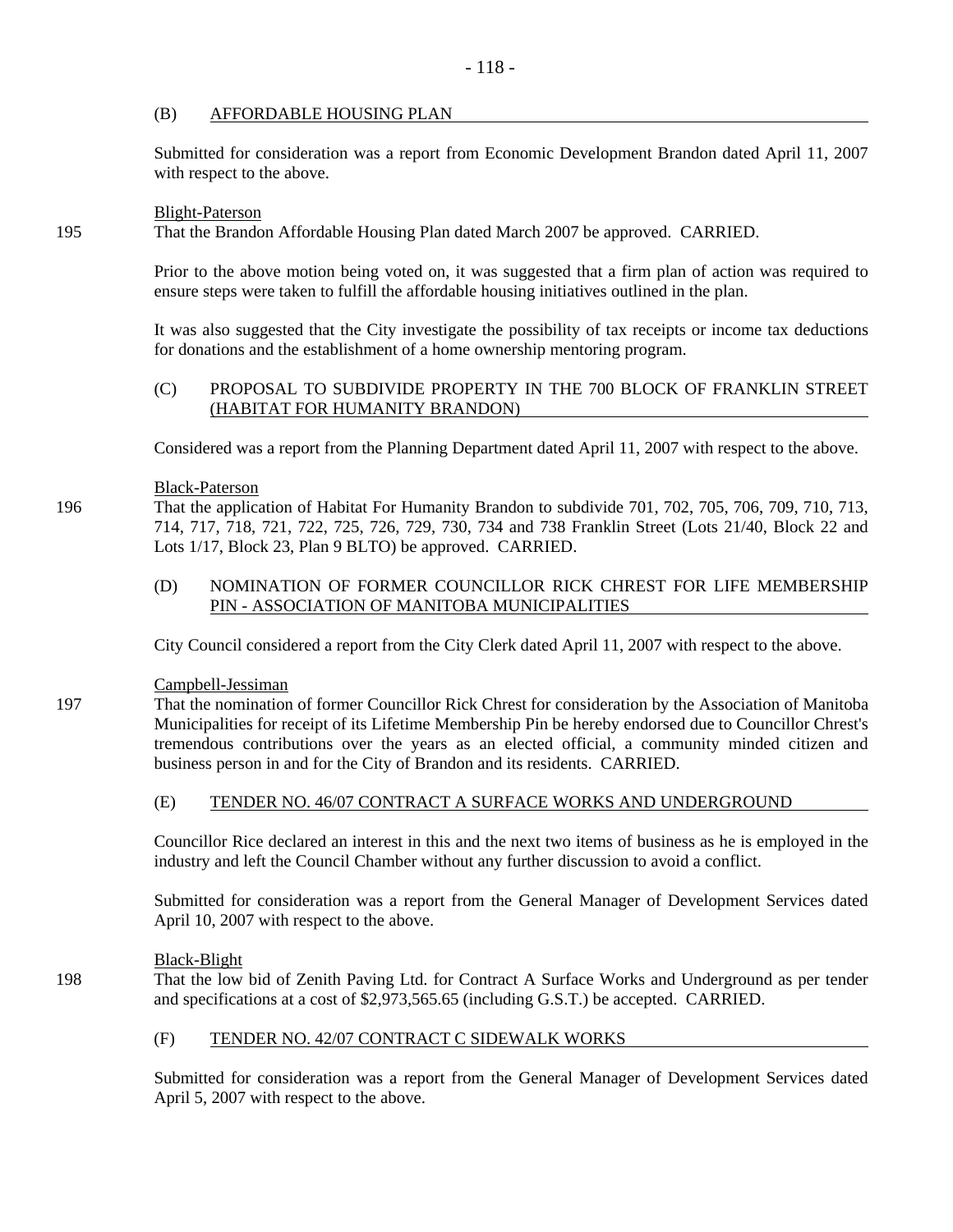### (B) AFFORDABLE HOUSING PLAN

Submitted for consideration was a report from Economic Development Brandon dated April 11, 2007 with respect to the above.

Blight-Paterson

195 That the Brandon Affordable Housing Plan dated March 2007 be approved. CARRIED.

Prior to the above motion being voted on, it was suggested that a firm plan of action was required to ensure steps were taken to fulfill the affordable housing initiatives outlined in the plan.

It was also suggested that the City investigate the possibility of tax receipts or income tax deductions for donations and the establishment of a home ownership mentoring program.

### (C) PROPOSAL TO SUBDIVIDE PROPERTY IN THE 700 BLOCK OF FRANKLIN STREET (HABITAT FOR HUMANITY BRANDON)

Considered was a report from the Planning Department dated April 11, 2007 with respect to the above.

Black-Paterson

196 That the application of Habitat For Humanity Brandon to subdivide 701, 702, 705, 706, 709, 710, 713, 714, 717, 718, 721, 722, 725, 726, 729, 730, 734 and 738 Franklin Street (Lots 21/40, Block 22 and Lots 1/17, Block 23, Plan 9 BLTO) be approved. CARRIED.

### (D) NOMINATION OF FORMER COUNCILLOR RICK CHREST FOR LIFE MEMBERSHIP PIN - ASSOCIATION OF MANITOBA MUNICIPALITIES

City Council considered a report from the City Clerk dated April 11, 2007 with respect to the above.

Campbell-Jessiman

197 That the nomination of former Councillor Rick Chrest for consideration by the Association of Manitoba Municipalities for receipt of its Lifetime Membership Pin be hereby endorsed due to Councillor Chrest's tremendous contributions over the years as an elected official, a community minded citizen and business person in and for the City of Brandon and its residents. CARRIED.

### (E) TENDER NO. 46/07 CONTRACT A SURFACE WORKS AND UNDERGROUND

Councillor Rice declared an interest in this and the next two items of business as he is employed in the industry and left the Council Chamber without any further discussion to avoid a conflict.

Submitted for consideration was a report from the General Manager of Development Services dated April 10, 2007 with respect to the above.

Black-Blight

198 That the low bid of Zenith Paving Ltd. for Contract A Surface Works and Underground as per tender and specifications at a cost of $2,973,565.65 (including G.S.T.) be accepted. CARRIED.

### (F) TENDER NO. 42/07 CONTRACT C SIDEWALK WORKS

Submitted for consideration was a report from the General Manager of Development Services dated April 5, 2007 with respect to the above.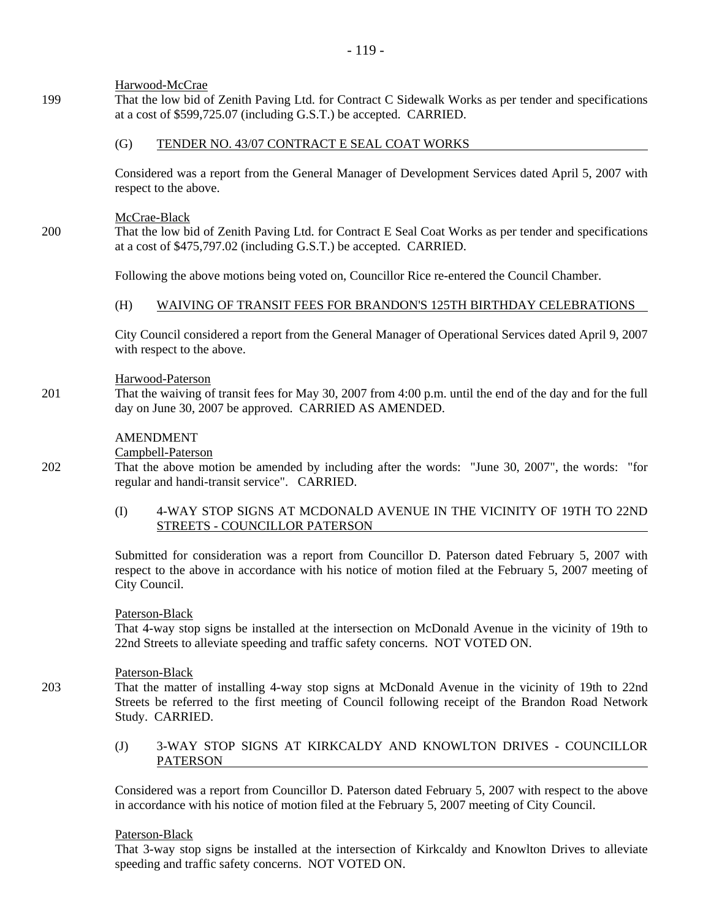Harwood-McCrae

199 That the low bid of Zenith Paving Ltd. for Contract C Sidewalk Works as per tender and specifications at a cost of $599,725.07 (including G.S.T.) be accepted. CARRIED.

(G) TENDER NO. 43/07 CONTRACT E SEAL COAT WORKS

Considered was a report from the General Manager of Development Services dated April 5, 2007 with respect to the above.

McCrae-Black

200 That the low bid of Zenith Paving Ltd. for Contract E Seal Coat Works as per tender and specifications at a cost of $475,797.02 (including G.S.T.) be accepted. CARRIED.

Following the above motions being voted on, Councillor Rice re-entered the Council Chamber.

(H) WAIVING OF TRANSIT FEES FOR BRANDON'S 125TH BIRTHDAY CELEBRATIONS

City Council considered a report from the General Manager of Operational Services dated April 9, 2007 with respect to the above.

Harwood-Paterson

201 That the waiving of transit fees for May 30, 2007 from 4:00 p.m. until the end of the day and for the full day on June 30, 2007 be approved. CARRIED AS AMENDED.

AMENDMENT

Campbell-Paterson

202 That the above motion be amended by including after the words: "June 30, 2007", the words: "for regular and handi-transit service". CARRIED.

(I) 4-WAY STOP SIGNS AT MCDONALD AVENUE IN THE VICINITY OF 19TH TO 22ND STREETS - COUNCILLOR PATERSON

Submitted for consideration was a report from Councillor D. Paterson dated February 5, 2007 with respect to the above in accordance with his notice of motion filed at the February 5, 2007 meeting of City Council.

Paterson-Black

That 4-way stop signs be installed at the intersection on McDonald Avenue in the vicinity of 19th to 22nd Streets to alleviate speeding and traffic safety concerns. NOT VOTED ON.

Paterson-Black

203 That the matter of installing 4-way stop signs at McDonald Avenue in the vicinity of 19th to 22nd Streets be referred to the first meeting of Council following receipt of the Brandon Road Network Study. CARRIED.

(J) 3-WAY STOP SIGNS AT KIRKCALDY AND KNOWLTON DRIVES - COUNCILLOR PATERSON

Considered was a report from Councillor D. Paterson dated February 5, 2007 with respect to the above in accordance with his notice of motion filed at the February 5, 2007 meeting of City Council.

Paterson-Black

That 3-way stop signs be installed at the intersection of Kirkcaldy and Knowlton Drives to alleviate speeding and traffic safety concerns. NOT VOTED ON.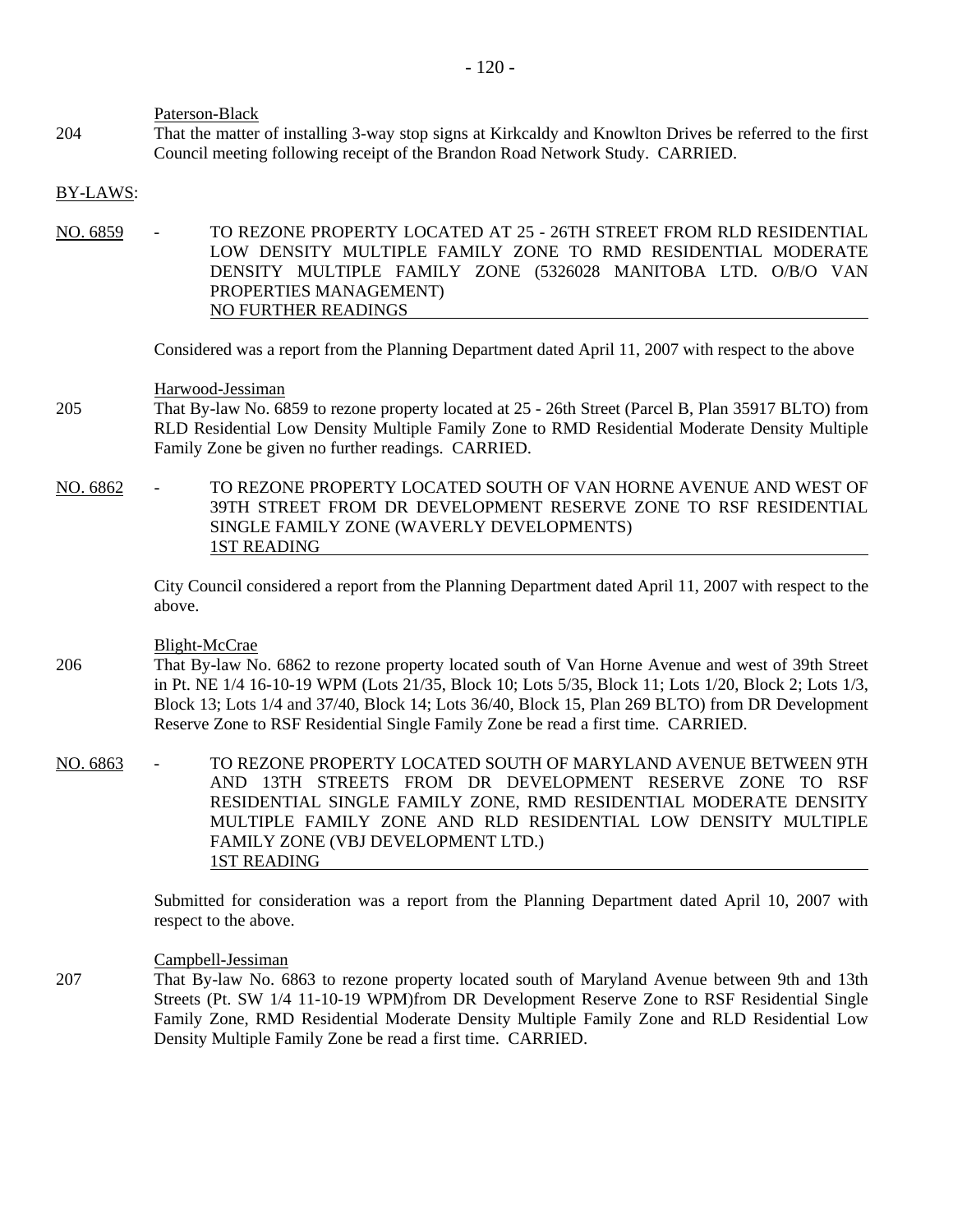Paterson-Black

204 That the matter of installing 3-way stop signs at Kirkcaldy and Knowlton Drives be referred to the first Council meeting following receipt of the Brandon Road Network Study. CARRIED.

BY-LAWS:

NO. 6859 - TO REZONE PROPERTY LOCATED AT 25 - 26TH STREET FROM RLD RESIDENTIAL LOW DENSITY MULTIPLE FAMILY ZONE TO RMD RESIDENTIAL MODERATE DENSITY MULTIPLE FAMILY ZONE (5326028 MANITOBA LTD. O/B/O VAN PROPERTIES MANAGEMENT)
NO FURTHER READINGS

Considered was a report from the Planning Department dated April 11, 2007 with respect to the above

Harwood-Jessiman

205 That By-law No. 6859 to rezone property located at 25 - 26th Street (Parcel B, Plan 35917 BLTO) from RLD Residential Low Density Multiple Family Zone to RMD Residential Moderate Density Multiple Family Zone be given no further readings. CARRIED.

NO. 6862 - TO REZONE PROPERTY LOCATED SOUTH OF VAN HORNE AVENUE AND WEST OF 39TH STREET FROM DR DEVELOPMENT RESERVE ZONE TO RSF RESIDENTIAL SINGLE FAMILY ZONE (WAVERLY DEVELOPMENTS)
1ST READING

City Council considered a report from the Planning Department dated April 11, 2007 with respect to the above.

Blight-McCrae

206 That By-law No. 6862 to rezone property located south of Van Horne Avenue and west of 39th Street in Pt. NE 1/4 16-10-19 WPM (Lots 21/35, Block 10; Lots 5/35, Block 11; Lots 1/20, Block 2; Lots 1/3, Block 13; Lots 1/4 and 37/40, Block 14; Lots 36/40, Block 15, Plan 269 BLTO) from DR Development Reserve Zone to RSF Residential Single Family Zone be read a first time. CARRIED.

NO. 6863 - TO REZONE PROPERTY LOCATED SOUTH OF MARYLAND AVENUE BETWEEN 9TH AND 13TH STREETS FROM DR DEVELOPMENT RESERVE ZONE TO RSF RESIDENTIAL SINGLE FAMILY ZONE, RMD RESIDENTIAL MODERATE DENSITY MULTIPLE FAMILY ZONE AND RLD RESIDENTIAL LOW DENSITY MULTIPLE FAMILY ZONE (VBJ DEVELOPMENT LTD.)
1ST READING

Submitted for consideration was a report from the Planning Department dated April 10, 2007 with respect to the above.

Campbell-Jessiman

207 That By-law No. 6863 to rezone property located south of Maryland Avenue between 9th and 13th Streets (Pt. SW 1/4 11-10-19 WPM)from DR Development Reserve Zone to RSF Residential Single Family Zone, RMD Residential Moderate Density Multiple Family Zone and RLD Residential Low Density Multiple Family Zone be read a first time. CARRIED.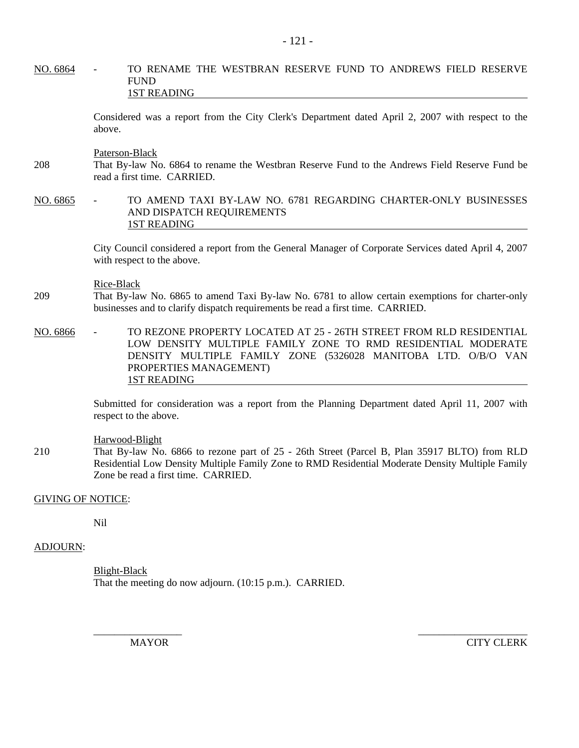NO. 6864 - TO RENAME THE WESTBRAN RESERVE FUND TO ANDREWS FIELD RESERVE FUND
1ST READING

Considered was a report from the City Clerk's Department dated April 2, 2007 with respect to the above.

Paterson-Black

208 That By-law No. 6864 to rename the Westbran Reserve Fund to the Andrews Field Reserve Fund be read a first time. CARRIED.

NO. 6865 - TO AMEND TAXI BY-LAW NO. 6781 REGARDING CHARTER-ONLY BUSINESSES AND DISPATCH REQUIREMENTS
1ST READING

City Council considered a report from the General Manager of Corporate Services dated April 4, 2007 with respect to the above.

Rice-Black

209 That By-law No. 6865 to amend Taxi By-law No. 6781 to allow certain exemptions for charter-only businesses and to clarify dispatch requirements be read a first time. CARRIED.

NO. 6866 - TO REZONE PROPERTY LOCATED AT 25 - 26TH STREET FROM RLD RESIDENTIAL LOW DENSITY MULTIPLE FAMILY ZONE TO RMD RESIDENTIAL MODERATE DENSITY MULTIPLE FAMILY ZONE (5326028 MANITOBA LTD. O/B/O VAN PROPERTIES MANAGEMENT)
1ST READING

Submitted for consideration was a report from the Planning Department dated April 11, 2007 with respect to the above.

Harwood-Blight

210 That By-law No. 6866 to rezone part of 25 - 26th Street (Parcel B, Plan 35917 BLTO) from RLD Residential Low Density Multiple Family Zone to RMD Residential Moderate Density Multiple Family Zone be read a first time. CARRIED.

GIVING OF NOTICE:

Nil

ADJOURN:

Blight-Black

That the meeting do now adjourn. (10:15 p.m.). CARRIED.

_________________ MAYOR

_____________________ CITY CLERK